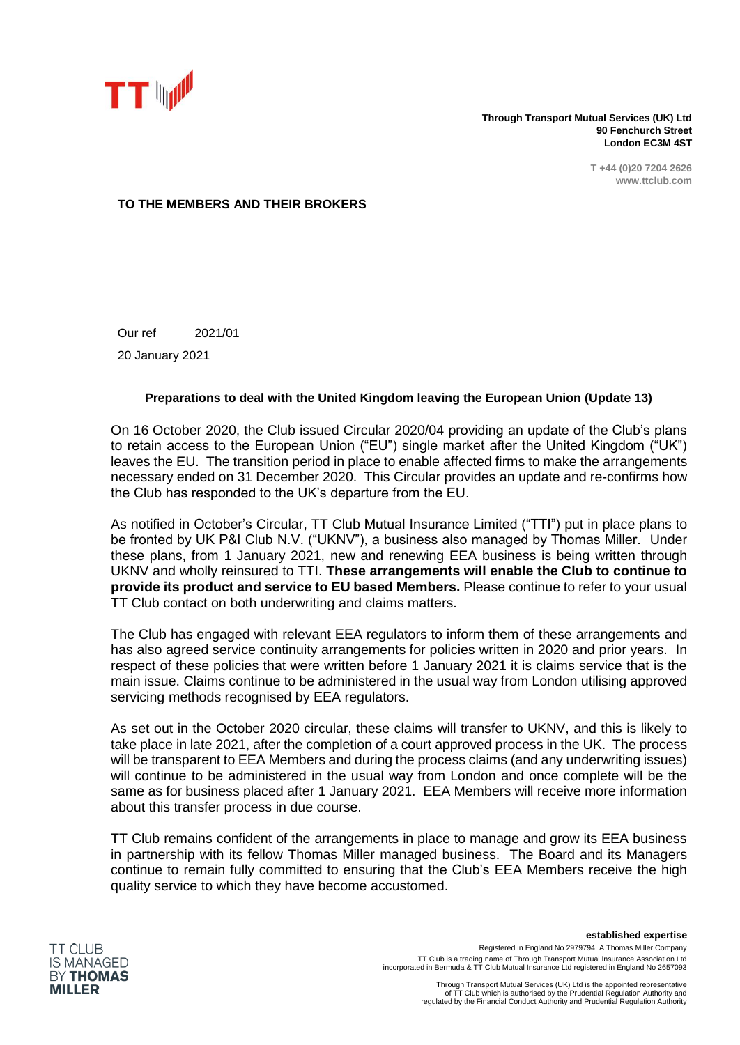**Through Transport Mutual Services (UK) Ltd**
**90 Fenchurch Street**
**London EC3M 4ST**

**T +44 (0)20 7204 2626**
**www.ttclub.com**

**TO THE MEMBERS AND THEIR BROKERS**

Our ref 2021/01

20 January 2021

**Preparations to deal with the United Kingdom leaving the European Union (Update 13)**

On 16 October 2020, the Club issued Circular 2020/04 providing an update of the Club's plans to retain access to the European Union ("EU") single market after the United Kingdom ("UK") leaves the EU. The transition period in place to enable affected firms to make the arrangements necessary ended on 31 December 2020. This Circular provides an update and re-confirms how the Club has responded to the UK's departure from the EU.

As notified in October's Circular, TT Club Mutual Insurance Limited ("TTI") put in place plans to be fronted by UK P&I Club N.V. ("UKNV"), a business also managed by Thomas Miller. Under these plans, from 1 January 2021, new and renewing EEA business is being written through UKNV and wholly reinsured to TTI. **These arrangements will enable the Club to continue to provide its product and service to EU based Members.** Please continue to refer to your usual TT Club contact on both underwriting and claims matters.

The Club has engaged with relevant EEA regulators to inform them of these arrangements and has also agreed service continuity arrangements for policies written in 2020 and prior years. In respect of these policies that were written before 1 January 2021 it is claims service that is the main issue. Claims continue to be administered in the usual way from London utilising approved servicing methods recognised by EEA regulators.

As set out in the October 2020 circular, these claims will transfer to UKNV, and this is likely to take place in late 2021, after the completion of a court approved process in the UK. The process will be transparent to EEA Members and during the process claims (and any underwriting issues) will continue to be administered in the usual way from London and once complete will be the same as for business placed after 1 January 2021. EEA Members will receive more information about this transfer process in due course.

TT Club remains confident of the arrangements in place to manage and grow its EEA business in partnership with its fellow Thomas Miller managed business. The Board and its Managers continue to remain fully committed to ensuring that the Club's EEA Members receive the high quality service to which they have become accustomed.

TT CLUB IS MANAGED BY **THOMAS MILLER**

**established expertise**

Registered in England No 2979794. A Thomas Miller Company

TT Club is a trading name of Through Transport Mutual Insurance Association Ltd incorporated in Bermuda & TT Club Mutual Insurance Ltd registered in England No 2657093

Through Transport Mutual Services (UK) Ltd is the appointed representative of TT Club which is authorised by the Prudential Regulation Authority and regulated by the Financial Conduct Authority and Prudential Regulation Authority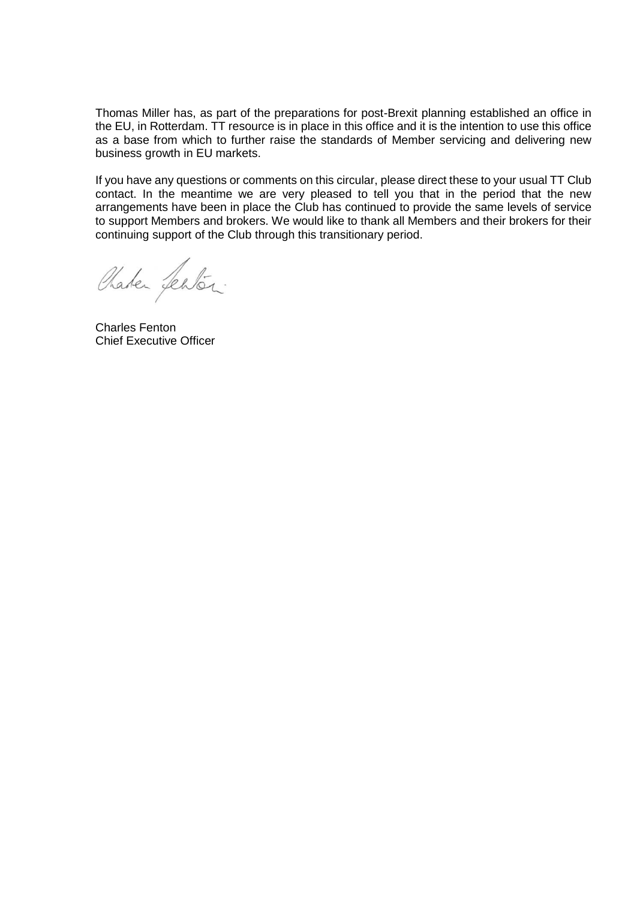Thomas Miller has, as part of the preparations for post-Brexit planning established an office in the EU, in Rotterdam. TT resource is in place in this office and it is the intention to use this office as a base from which to further raise the standards of Member servicing and delivering new business growth in EU markets.

If you have any questions or comments on this circular, please direct these to your usual TT Club contact. In the meantime we are very pleased to tell you that in the period that the new arrangements have been in place the Club has continued to provide the same levels of service to support Members and brokers. We would like to thank all Members and their brokers for their continuing support of the Club through this transitionary period.

Charles Fenton
Chief Executive Officer